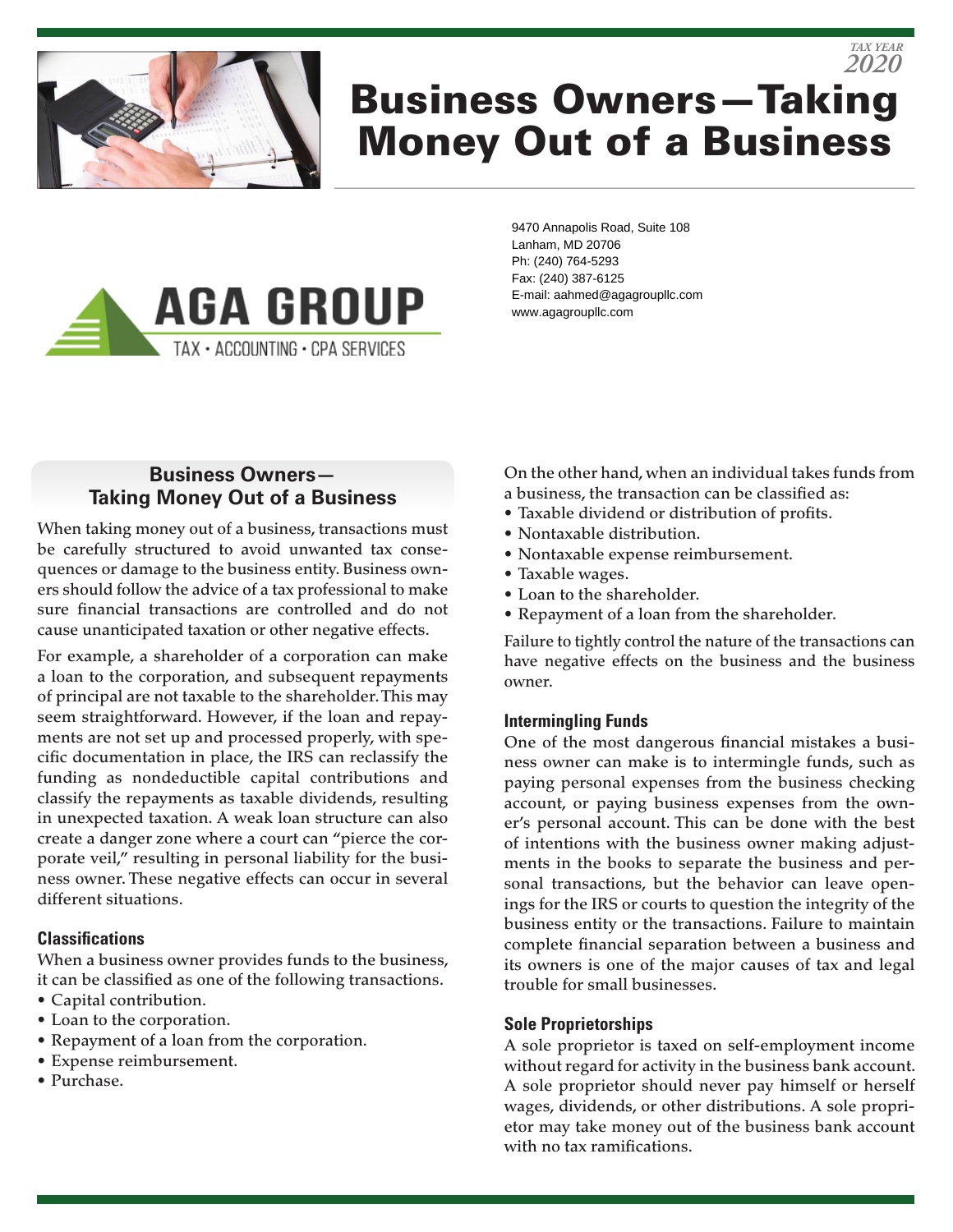*TAX YEAR*
*2020*

# Business Owners—Taking Money Out of a Business

AGA GROUP
TAX • ACCOUNTING • CPA SERVICES

9470 Annapolis Road, Suite 108
Lanham, MD 20706
Ph: (240) 764-5293
Fax: (240) 387-6125
E-mail: aahmed@agagroupllc.com
www.agagroupllc.com

## Business Owners—Taking Money Out of a Business

When taking money out of a business, transactions must be carefully structured to avoid unwanted tax consequences or damage to the business entity. Business owners should follow the advice of a tax professional to make sure financial transactions are controlled and do not cause unanticipated taxation or other negative effects.

For example, a shareholder of a corporation can make a loan to the corporation, and subsequent repayments of principal are not taxable to the shareholder. This may seem straightforward. However, if the loan and repayments are not set up and processed properly, with specific documentation in place, the IRS can reclassify the funding as nondeductible capital contributions and classify the repayments as taxable dividends, resulting in unexpected taxation. A weak loan structure can also create a danger zone where a court can "pierce the corporate veil," resulting in personal liability for the business owner. These negative effects can occur in several different situations.

### Classifications

When a business owner provides funds to the business, it can be classified as one of the following transactions.

- Capital contribution.
- Loan to the corporation.
- Repayment of a loan from the corporation.
- Expense reimbursement.
- Purchase.

On the other hand, when an individual takes funds from a business, the transaction can be classified as:

- Taxable dividend or distribution of profits.
- Nontaxable distribution.
- Nontaxable expense reimbursement.
- Taxable wages.
- Loan to the shareholder.
- Repayment of a loan from the shareholder.

Failure to tightly control the nature of the transactions can have negative effects on the business and the business owner.

### Intermingling Funds

One of the most dangerous financial mistakes a business owner can make is to intermingle funds, such as paying personal expenses from the business checking account, or paying business expenses from the owner's personal account. This can be done with the best of intentions with the business owner making adjustments in the books to separate the business and personal transactions, but the behavior can leave openings for the IRS or courts to question the integrity of the business entity or the transactions. Failure to maintain complete financial separation between a business and its owners is one of the major causes of tax and legal trouble for small businesses.

### Sole Proprietorships

A sole proprietor is taxed on self-employment income without regard for activity in the business bank account. A sole proprietor should never pay himself or herself wages, dividends, or other distributions. A sole proprietor may take money out of the business bank account with no tax ramifications.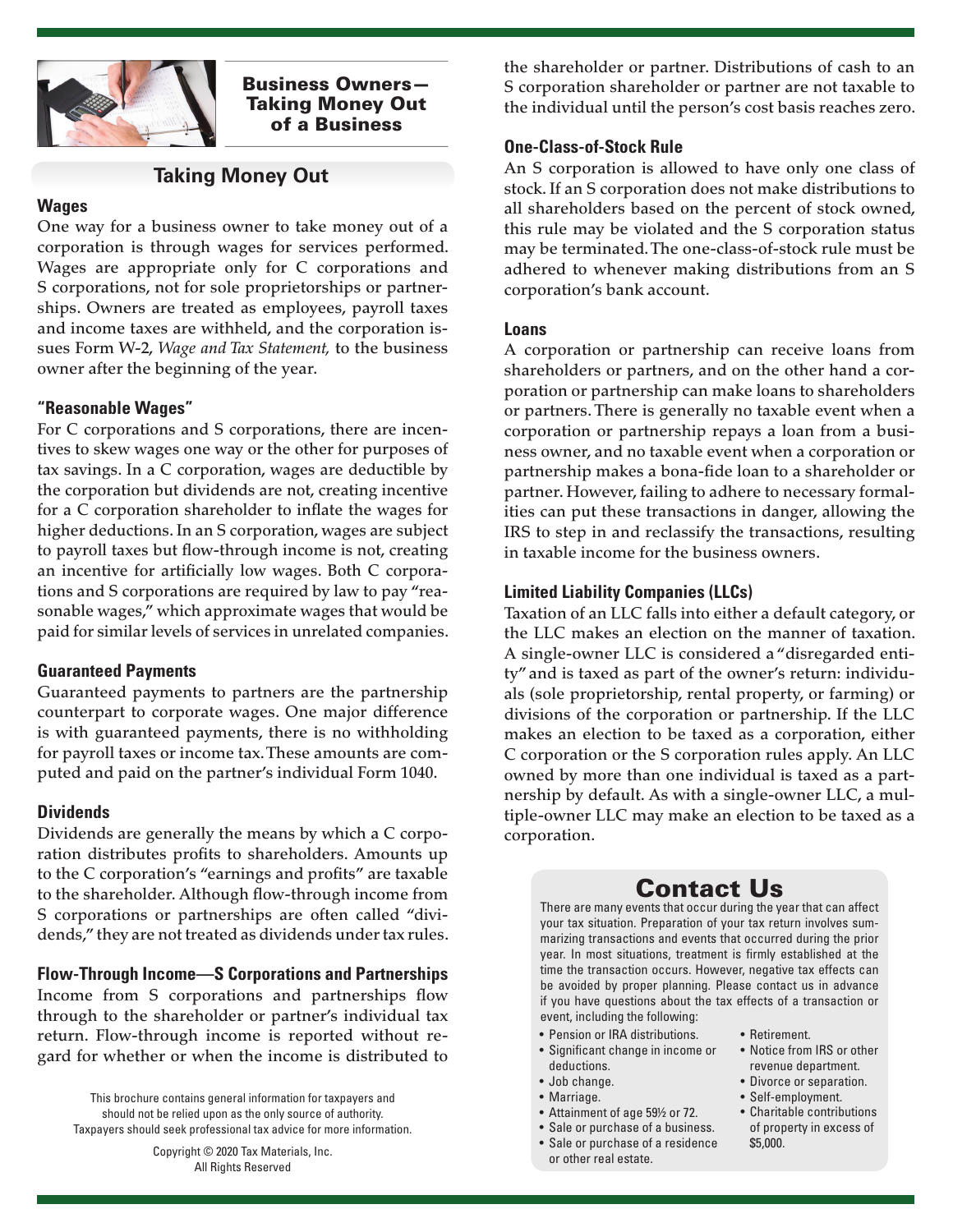## Business Owners— Taking Money Out of a Business

## Taking Money Out

### Wages

One way for a business owner to take money out of a corporation is through wages for services performed. Wages are appropriate only for C corporations and S corporations, not for sole proprietorships or partnerships. Owners are treated as employees, payroll taxes and income taxes are withheld, and the corporation issues Form W-2, *Wage and Tax Statement,* to the business owner after the beginning of the year.

### "Reasonable Wages"

For C corporations and S corporations, there are incentives to skew wages one way or the other for purposes of tax savings. In a C corporation, wages are deductible by the corporation but dividends are not, creating incentive for a C corporation shareholder to inflate the wages for higher deductions. In an S corporation, wages are subject to payroll taxes but flow-through income is not, creating an incentive for artificially low wages. Both C corporations and S corporations are required by law to pay "reasonable wages," which approximate wages that would be paid for similar levels of services in unrelated companies.

### Guaranteed Payments

Guaranteed payments to partners are the partnership counterpart to corporate wages. One major difference is with guaranteed payments, there is no withholding for payroll taxes or income tax. These amounts are computed and paid on the partner's individual Form 1040.

### Dividends

Dividends are generally the means by which a C corporation distributes profits to shareholders. Amounts up to the C corporation's "earnings and profits" are taxable to the shareholder. Although flow-through income from S corporations or partnerships are often called "dividends," they are not treated as dividends under tax rules.

### Flow-Through Income—S Corporations and Partnerships

Income from S corporations and partnerships flow through to the shareholder or partner's individual tax return. Flow-through income is reported without regard for whether or when the income is distributed to the shareholder or partner. Distributions of cash to an S corporation shareholder or partner are not taxable to the individual until the person's cost basis reaches zero.

### One-Class-of-Stock Rule

An S corporation is allowed to have only one class of stock. If an S corporation does not make distributions to all shareholders based on the percent of stock owned, this rule may be violated and the S corporation status may be terminated. The one-class-of-stock rule must be adhered to whenever making distributions from an S corporation's bank account.

### Loans

A corporation or partnership can receive loans from shareholders or partners, and on the other hand a corporation or partnership can make loans to shareholders or partners. There is generally no taxable event when a corporation or partnership repays a loan from a business owner, and no taxable event when a corporation or partnership makes a bona-fide loan to a shareholder or partner. However, failing to adhere to necessary formalities can put these transactions in danger, allowing the IRS to step in and reclassify the transactions, resulting in taxable income for the business owners.

### Limited Liability Companies (LLCs)

Taxation of an LLC falls into either a default category, or the LLC makes an election on the manner of taxation. A single-owner LLC is considered a "disregarded entity" and is taxed as part of the owner's return: individuals (sole proprietorship, rental property, or farming) or divisions of the corporation or partnership. If the LLC makes an election to be taxed as a corporation, either C corporation or the S corporation rules apply. An LLC owned by more than one individual is taxed as a partnership by default. As with a single-owner LLC, a multiple-owner LLC may make an election to be taxed as a corporation.

## Contact Us

There are many events that occur during the year that can affect your tax situation. Preparation of your tax return involves summarizing transactions and events that occurred during the prior year. In most situations, treatment is firmly established at the time the transaction occurs. However, negative tax effects can be avoided by proper planning. Please contact us in advance if you have questions about the tax effects of a transaction or event, including the following:

- Pension or IRA distributions.
- Significant change in income or deductions.
- Job change.
- Marriage.
- Attainment of age 59½ or 72.
- Sale or purchase of a business.
- Sale or purchase of a residence or other real estate.
- Retirement.
- Notice from IRS or other revenue department.
- Divorce or separation.
- Self-employment.
- Charitable contributions of property in excess of $5,000.

This brochure contains general information for taxpayers and should not be relied upon as the only source of authority. Taxpayers should seek professional tax advice for more information.

Copyright © 2020 Tax Materials, Inc. All Rights Reserved